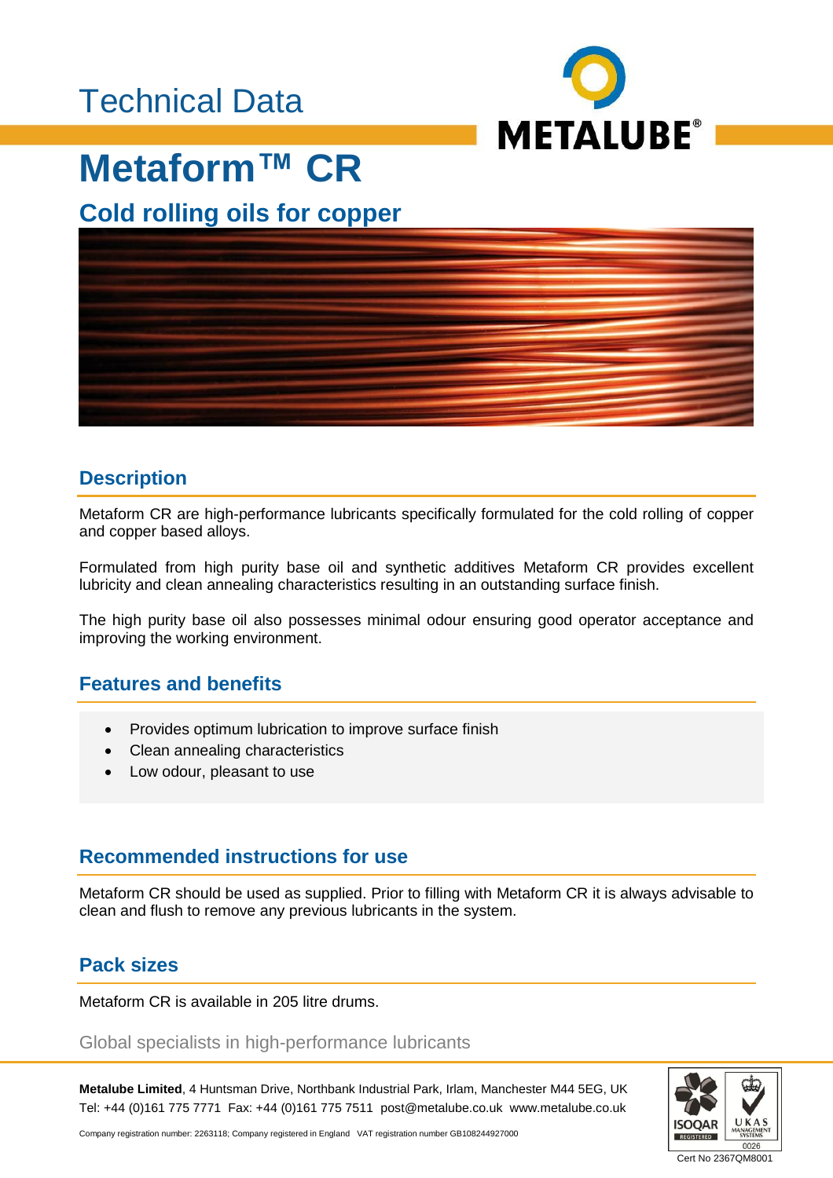Technical Data

# Metaform™ CR

## Cold rolling oils for copper

## Description

Metaform CR are high-performance lubricants specifically formulated for the cold rolling of copper and copper based alloys.

Formulated from high purity base oil and synthetic additives Metaform CR provides excellent lubricity and clean annealing characteristics resulting in an outstanding surface finish.

The high purity base oil also possesses minimal odour ensuring good operator acceptance and improving the working environment.

## Features and benefits

- Provides optimum lubrication to improve surface finish
- Clean annealing characteristics
- Low odour, pleasant to use

## Recommended instructions for use

Metaform CR should be used as supplied. Prior to filling with Metaform CR it is always advisable to clean and flush to remove any previous lubricants in the system.

## Pack sizes

Metaform CR is available in 205 litre drums.

Global specialists in high-performance lubricants

**Metalube Limited**, 4 Huntsman Drive, Northbank Industrial Park, Irlam, Manchester M44 5EG, UK
Tel: +44 (0)161 775 7771 Fax: +44 (0)161 775 7511 post@metalube.co.uk www.metalube.co.uk

Company registration number: 2263118; Company registered in England VAT registration number GB108244927000

Cert No 2367QM8001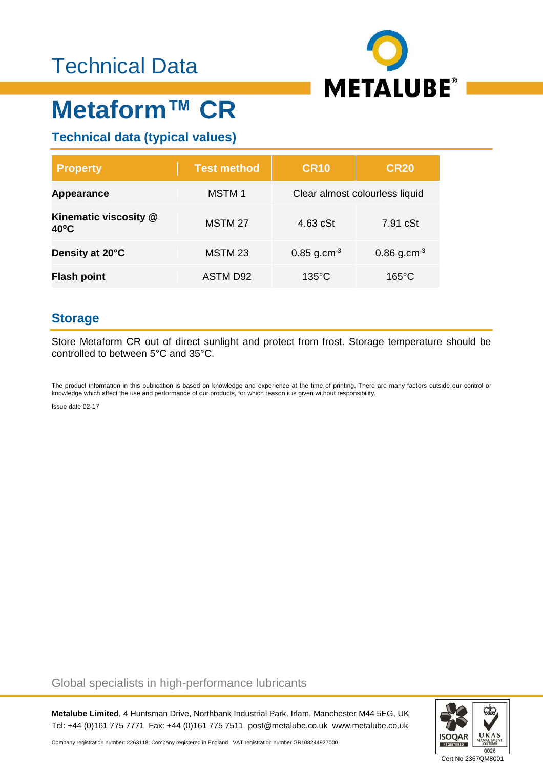# Technical Data

# Metaform™ CR

## Technical data (typical values)

| Property | Test method | CR10 | CR20 |
|---|---|---|---|
| **Appearance** | MSTM 1 | Clear almost colourless liquid | |
| **Kinematic viscosity @ 40ºC** | MSTM 27 | 4.63 cSt | 7.91 cSt |
| **Density at 20°C** | MSTM 23 | 0.85 g.cm$^{-3}$ | 0.86 g.cm$^{-3}$ |
| **Flash point** | ASTM D92 | 135°C | 165°C |

## Storage

Store Metaform CR out of direct sunlight and protect from frost. Storage temperature should be controlled to between 5°C and 35°C.

The product information in this publication is based on knowledge and experience at the time of printing. There are many factors outside our control or knowledge which affect the use and performance of our products, for which reason it is given without responsibility.

Issue date 02-17

Global specialists in high-performance lubricants

**Metalube Limited**, 4 Huntsman Drive, Northbank Industrial Park, Irlam, Manchester M44 5EG, UK
Tel: +44 (0)161 775 7771 Fax: +44 (0)161 775 7511 post@metalube.co.uk www.metalube.co.uk

Company registration number: 2263118; Company registered in England VAT registration number GB108244927000

Cert No 2367QM8001